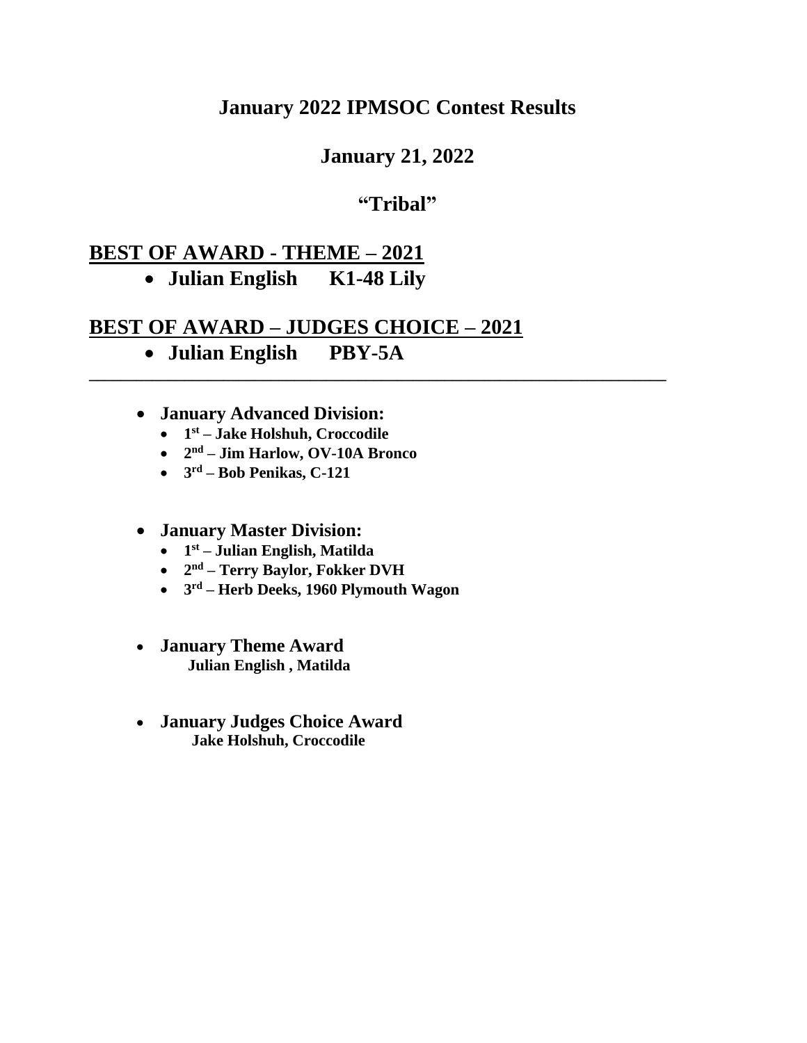# January 2022 IPMSOC Contest Results

## January 21, 2022

## "Tribal"

**BEST OF AWARD - THEME – 2021**

- **Julian English K1-48 Lily**

**BEST OF AWARD – JUDGES CHOICE – 2021**

- **Julian English PBY-5A**

---

- **January Advanced Division:**
  - **1st – Jake Holshuh, Croccodile**
  - **2nd – Jim Harlow, OV-10A Bronco**
  - **3rd – Bob Penikas, C-121**

- **January Master Division:**
  - **1st – Julian English, Matilda**
  - **2nd – Terry Baylor, Fokker DVH**
  - **3rd – Herb Deeks, 1960 Plymouth Wagon**

- **January Theme Award**
  **Julian English , Matilda**

- **January Judges Choice Award**
  **Jake Holshuh, Croccodile**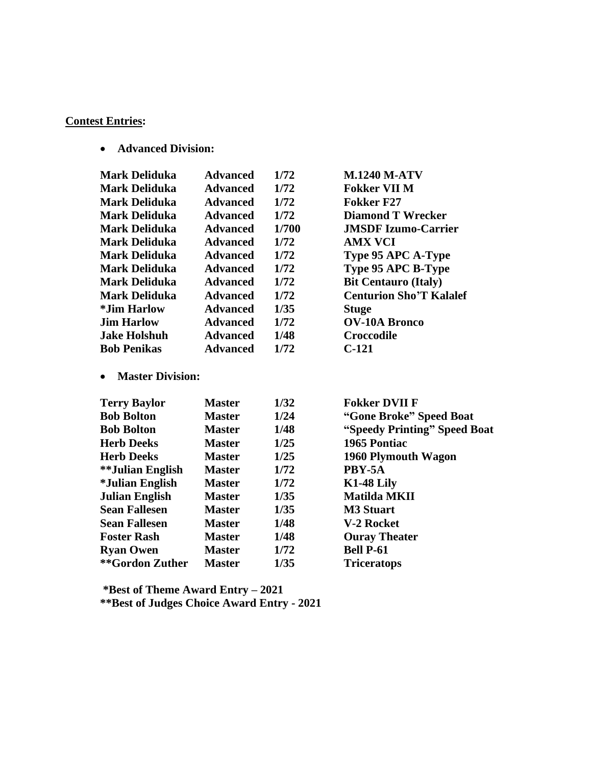**Contest Entries:**

- **Advanced Division:**

| | | | |
|---|---|---|---|
| **Mark Deliduka** | **Advanced** | **1/72** | **M.1240 M-ATV** |
| **Mark Deliduka** | **Advanced** | **1/72** | **Fokker VII M** |
| **Mark Deliduka** | **Advanced** | **1/72** | **Fokker F27** |
| **Mark Deliduka** | **Advanced** | **1/72** | **Diamond T Wrecker** |
| **Mark Deliduka** | **Advanced** | **1/700** | **JMSDF Izumo-Carrier** |
| **Mark Deliduka** | **Advanced** | **1/72** | **AMX VCI** |
| **Mark Deliduka** | **Advanced** | **1/72** | **Type 95 APC A-Type** |
| **Mark Deliduka** | **Advanced** | **1/72** | **Type 95 APC B-Type** |
| **Mark Deliduka** | **Advanced** | **1/72** | **Bit Centauro (Italy)** |
| **Mark Deliduka** | **Advanced** | **1/72** | **Centurion Sho'T Kalalef** |
| ***Jim Harlow** | **Advanced** | **1/35** | **Stuge** |
| **Jim Harlow** | **Advanced** | **1/72** | **OV-10A Bronco** |
| **Jake Holshuh** | **Advanced** | **1/48** | **Croccodile** |
| **Bob Penikas** | **Advanced** | **1/72** | **C-121** |

- **Master Division:**

| | | | |
|---|---|---|---|
| **Terry Baylor** | **Master** | **1/32** | **Fokker DVII F** |
| **Bob Bolton** | **Master** | **1/24** | **"Gone Broke" Speed Boat** |
| **Bob Bolton** | **Master** | **1/48** | **"Speedy Printing" Speed Boat** |
| **Herb Deeks** | **Master** | **1/25** | **1965 Pontiac** |
| **Herb Deeks** | **Master** | **1/25** | **1960 Plymouth Wagon** |
| ****Julian English** | **Master** | **1/72** | **PBY-5A** |
| ***Julian English** | **Master** | **1/72** | **K1-48 Lily** |
| **Julian English** | **Master** | **1/35** | **Matilda MKII** |
| **Sean Fallesen** | **Master** | **1/35** | **M3 Stuart** |
| **Sean Fallesen** | **Master** | **1/48** | **V-2 Rocket** |
| **Foster Rash** | **Master** | **1/48** | **Ouray Theater** |
| **Ryan Owen** | **Master** | **1/72** | **Bell P-61** |
| ****Gordon Zuther** | **Master** | **1/35** | **Triceratops** |

***Best of Theme Award Entry – 2021**
****Best of Judges Choice Award Entry - 2021**